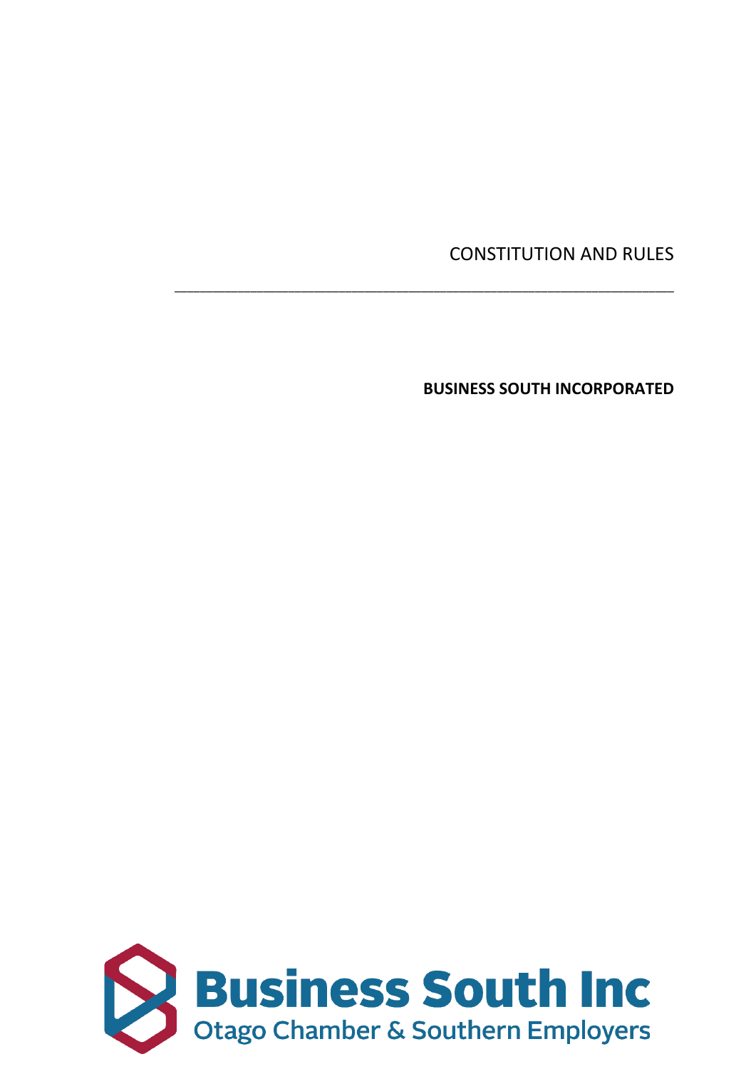CONSTITUTION AND RULES

---

**BUSINESS SOUTH INCORPORATED**

Business South Inc

Otago Chamber & Southern Employers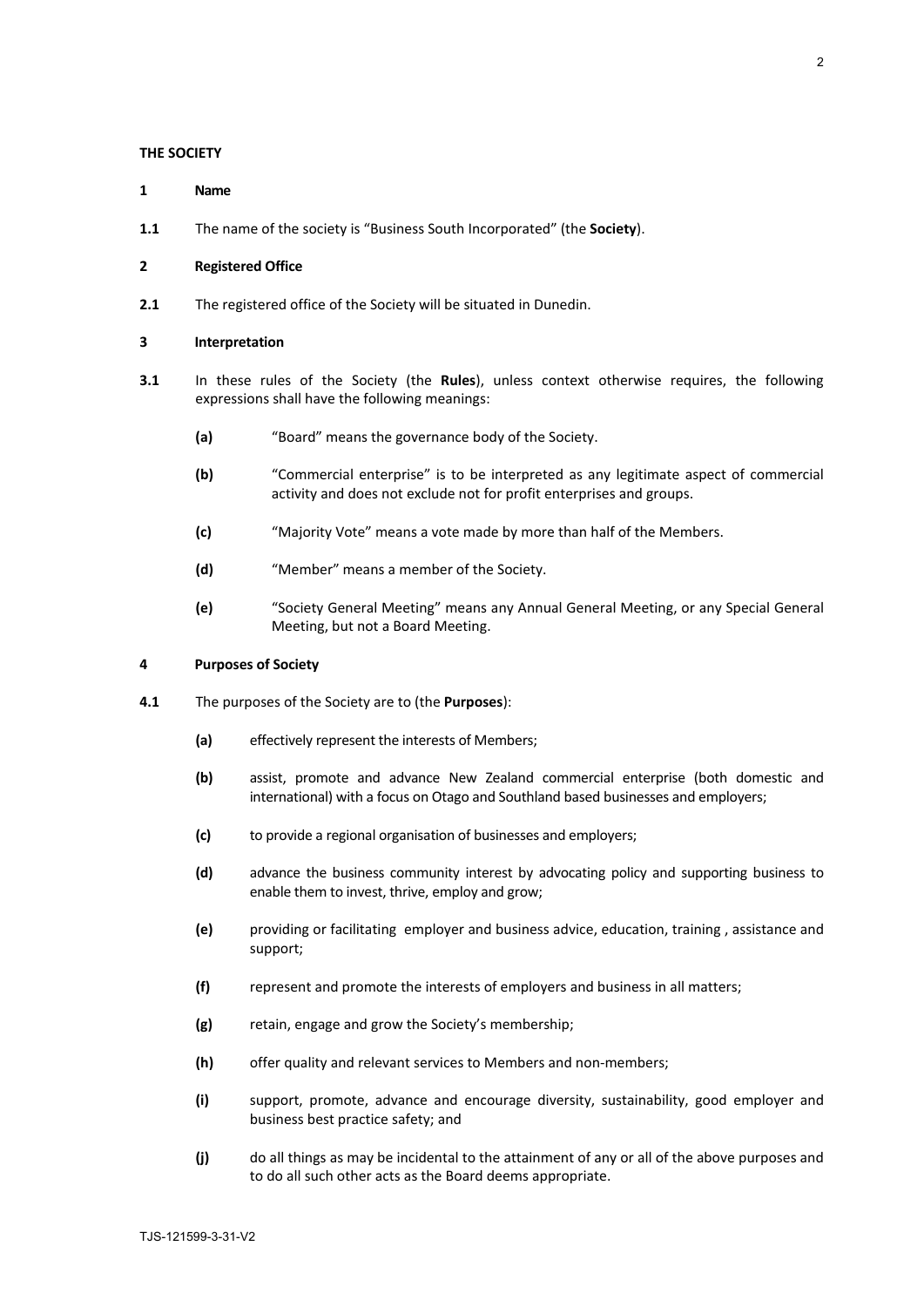## THE SOCIETY

### 1 Name

**1.1** The name of the society is "Business South Incorporated" (the **Society**).

### 2 Registered Office

**2.1** The registered office of the Society will be situated in Dunedin.

### 3 Interpretation

**3.1** In these rules of the Society (the **Rules**), unless context otherwise requires, the following expressions shall have the following meanings:

- **(a)** "Board" means the governance body of the Society.
- **(b)** "Commercial enterprise" is to be interpreted as any legitimate aspect of commercial activity and does not exclude not for profit enterprises and groups.
- **(c)** "Majority Vote" means a vote made by more than half of the Members.
- **(d)** "Member" means a member of the Society.
- **(e)** "Society General Meeting" means any Annual General Meeting, or any Special General Meeting, but not a Board Meeting.

### 4 Purposes of Society

**4.1** The purposes of the Society are to (the **Purposes**):

- **(a)** effectively represent the interests of Members;
- **(b)** assist, promote and advance New Zealand commercial enterprise (both domestic and international) with a focus on Otago and Southland based businesses and employers;
- **(c)** to provide a regional organisation of businesses and employers;
- **(d)** advance the business community interest by advocating policy and supporting business to enable them to invest, thrive, employ and grow;
- **(e)** providing or facilitating employer and business advice, education, training , assistance and support;
- **(f)** represent and promote the interests of employers and business in all matters;
- **(g)** retain, engage and grow the Society's membership;
- **(h)** offer quality and relevant services to Members and non-members;
- **(i)** support, promote, advance and encourage diversity, sustainability, good employer and business best practice safety; and
- **(j)** do all things as may be incidental to the attainment of any or all of the above purposes and to do all such other acts as the Board deems appropriate.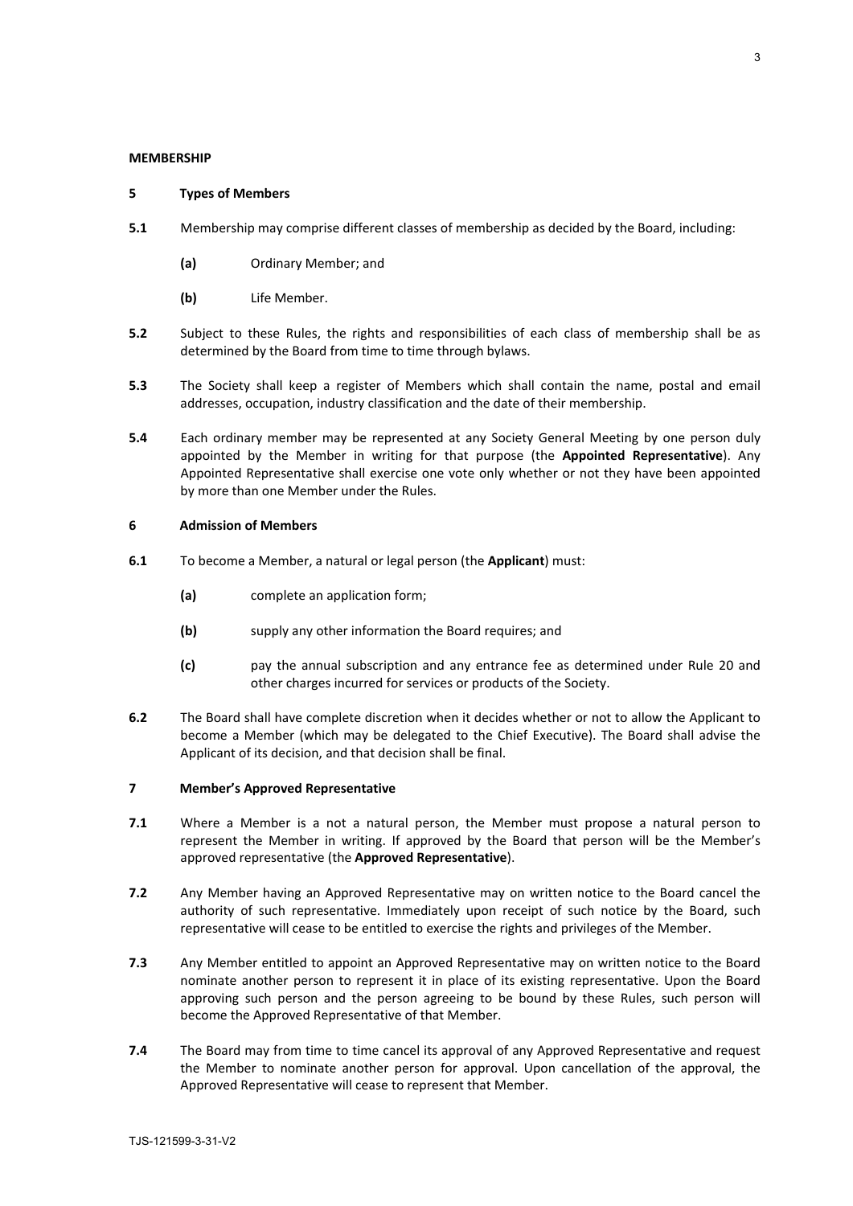**MEMBERSHIP**

**5 Types of Members**

**5.1** Membership may comprise different classes of membership as decided by the Board, including:

**(a)** Ordinary Member; and

**(b)** Life Member.

**5.2** Subject to these Rules, the rights and responsibilities of each class of membership shall be as determined by the Board from time to time through bylaws.

**5.3** The Society shall keep a register of Members which shall contain the name, postal and email addresses, occupation, industry classification and the date of their membership.

**5.4** Each ordinary member may be represented at any Society General Meeting by one person duly appointed by the Member in writing for that purpose (the **Appointed Representative**). Any Appointed Representative shall exercise one vote only whether or not they have been appointed by more than one Member under the Rules.

**6 Admission of Members**

**6.1** To become a Member, a natural or legal person (the **Applicant**) must:

**(a)** complete an application form;

**(b)** supply any other information the Board requires; and

**(c)** pay the annual subscription and any entrance fee as determined under Rule 20 and other charges incurred for services or products of the Society.

**6.2** The Board shall have complete discretion when it decides whether or not to allow the Applicant to become a Member (which may be delegated to the Chief Executive). The Board shall advise the Applicant of its decision, and that decision shall be final.

**7 Member's Approved Representative**

**7.1** Where a Member is a not a natural person, the Member must propose a natural person to represent the Member in writing. If approved by the Board that person will be the Member's approved representative (the **Approved Representative**).

**7.2** Any Member having an Approved Representative may on written notice to the Board cancel the authority of such representative. Immediately upon receipt of such notice by the Board, such representative will cease to be entitled to exercise the rights and privileges of the Member.

**7.3** Any Member entitled to appoint an Approved Representative may on written notice to the Board nominate another person to represent it in place of its existing representative. Upon the Board approving such person and the person agreeing to be bound by these Rules, such person will become the Approved Representative of that Member.

**7.4** The Board may from time to time cancel its approval of any Approved Representative and request the Member to nominate another person for approval. Upon cancellation of the approval, the Approved Representative will cease to represent that Member.

TJS-121599-3-31-V2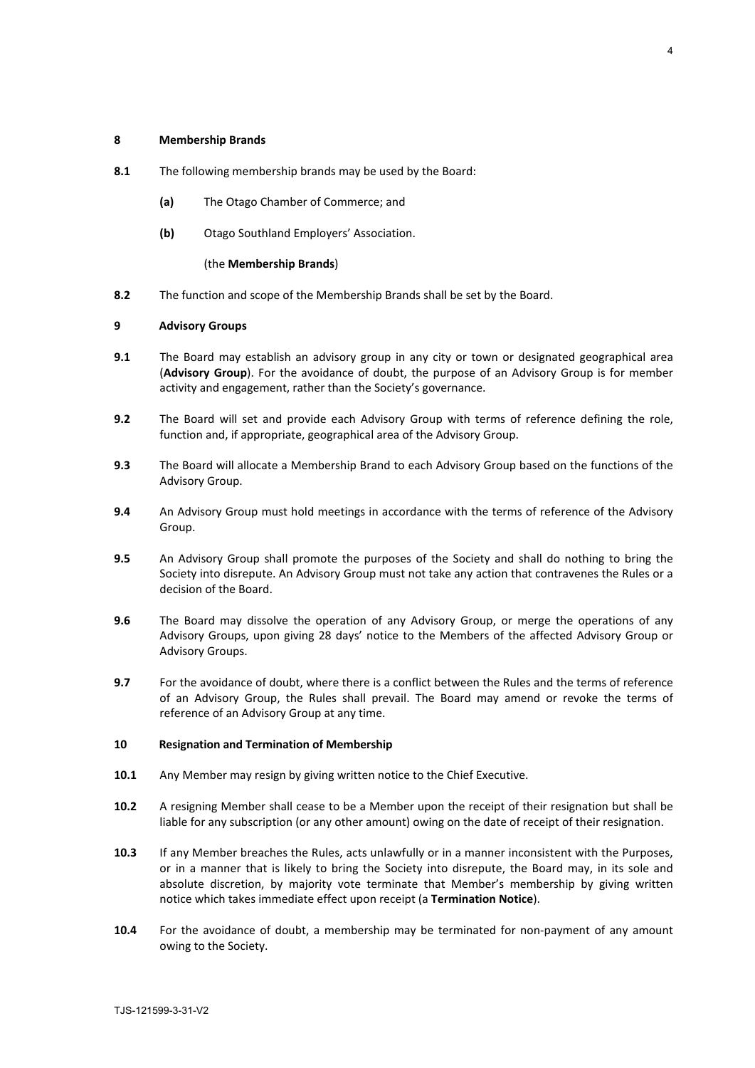## 8 Membership Brands

**8.1** The following membership brands may be used by the Board:

- **(a)** The Otago Chamber of Commerce; and
- **(b)** Otago Southland Employers' Association.

(the **Membership Brands**)

**8.2** The function and scope of the Membership Brands shall be set by the Board.

## 9 Advisory Groups

**9.1** The Board may establish an advisory group in any city or town or designated geographical area (**Advisory Group**). For the avoidance of doubt, the purpose of an Advisory Group is for member activity and engagement, rather than the Society's governance.

**9.2** The Board will set and provide each Advisory Group with terms of reference defining the role, function and, if appropriate, geographical area of the Advisory Group.

**9.3** The Board will allocate a Membership Brand to each Advisory Group based on the functions of the Advisory Group.

**9.4** An Advisory Group must hold meetings in accordance with the terms of reference of the Advisory Group.

**9.5** An Advisory Group shall promote the purposes of the Society and shall do nothing to bring the Society into disrepute. An Advisory Group must not take any action that contravenes the Rules or a decision of the Board.

**9.6** The Board may dissolve the operation of any Advisory Group, or merge the operations of any Advisory Groups, upon giving 28 days' notice to the Members of the affected Advisory Group or Advisory Groups.

**9.7** For the avoidance of doubt, where there is a conflict between the Rules and the terms of reference of an Advisory Group, the Rules shall prevail. The Board may amend or revoke the terms of reference of an Advisory Group at any time.

## 10 Resignation and Termination of Membership

**10.1** Any Member may resign by giving written notice to the Chief Executive.

**10.2** A resigning Member shall cease to be a Member upon the receipt of their resignation but shall be liable for any subscription (or any other amount) owing on the date of receipt of their resignation.

**10.3** If any Member breaches the Rules, acts unlawfully or in a manner inconsistent with the Purposes, or in a manner that is likely to bring the Society into disrepute, the Board may, in its sole and absolute discretion, by majority vote terminate that Member's membership by giving written notice which takes immediate effect upon receipt (a **Termination Notice**).

**10.4** For the avoidance of doubt, a membership may be terminated for non-payment of any amount owing to the Society.

TJS-121599-3-31-V2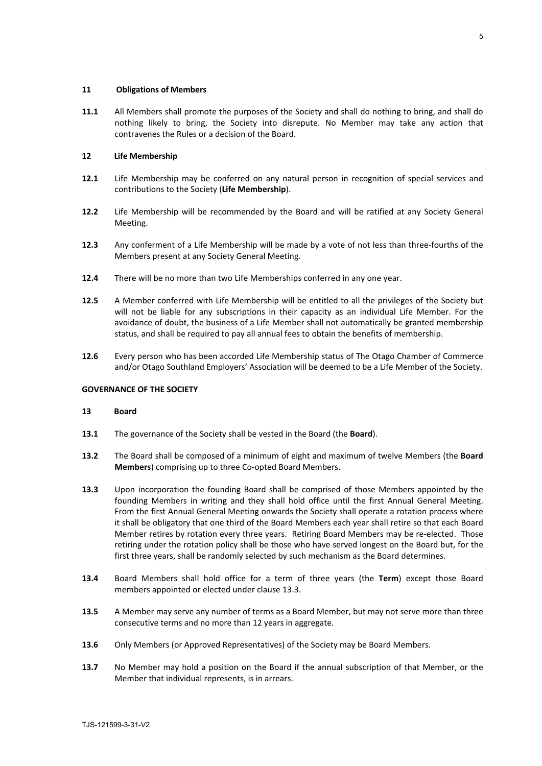## 11 Obligations of Members

**11.1** All Members shall promote the purposes of the Society and shall do nothing to bring, and shall do nothing likely to bring, the Society into disrepute. No Member may take any action that contravenes the Rules or a decision of the Board.

## 12 Life Membership

**12.1** Life Membership may be conferred on any natural person in recognition of special services and contributions to the Society (**Life Membership**).

**12.2** Life Membership will be recommended by the Board and will be ratified at any Society General Meeting.

**12.3** Any conferment of a Life Membership will be made by a vote of not less than three-fourths of the Members present at any Society General Meeting.

**12.4** There will be no more than two Life Memberships conferred in any one year.

**12.5** A Member conferred with Life Membership will be entitled to all the privileges of the Society but will not be liable for any subscriptions in their capacity as an individual Life Member. For the avoidance of doubt, the business of a Life Member shall not automatically be granted membership status, and shall be required to pay all annual fees to obtain the benefits of membership.

**12.6** Every person who has been accorded Life Membership status of The Otago Chamber of Commerce and/or Otago Southland Employers' Association will be deemed to be a Life Member of the Society.

# GOVERNANCE OF THE SOCIETY

## 13 Board

**13.1** The governance of the Society shall be vested in the Board (the **Board**).

**13.2** The Board shall be composed of a minimum of eight and maximum of twelve Members (the **Board Members**) comprising up to three Co-opted Board Members.

**13.3** Upon incorporation the founding Board shall be comprised of those Members appointed by the founding Members in writing and they shall hold office until the first Annual General Meeting. From the first Annual General Meeting onwards the Society shall operate a rotation process where it shall be obligatory that one third of the Board Members each year shall retire so that each Board Member retires by rotation every three years. Retiring Board Members may be re-elected. Those retiring under the rotation policy shall be those who have served longest on the Board but, for the first three years, shall be randomly selected by such mechanism as the Board determines.

**13.4** Board Members shall hold office for a term of three years (the **Term**) except those Board members appointed or elected under clause 13.3.

**13.5** A Member may serve any number of terms as a Board Member, but may not serve more than three consecutive terms and no more than 12 years in aggregate.

**13.6** Only Members (or Approved Representatives) of the Society may be Board Members.

**13.7** No Member may hold a position on the Board if the annual subscription of that Member, or the Member that individual represents, is in arrears.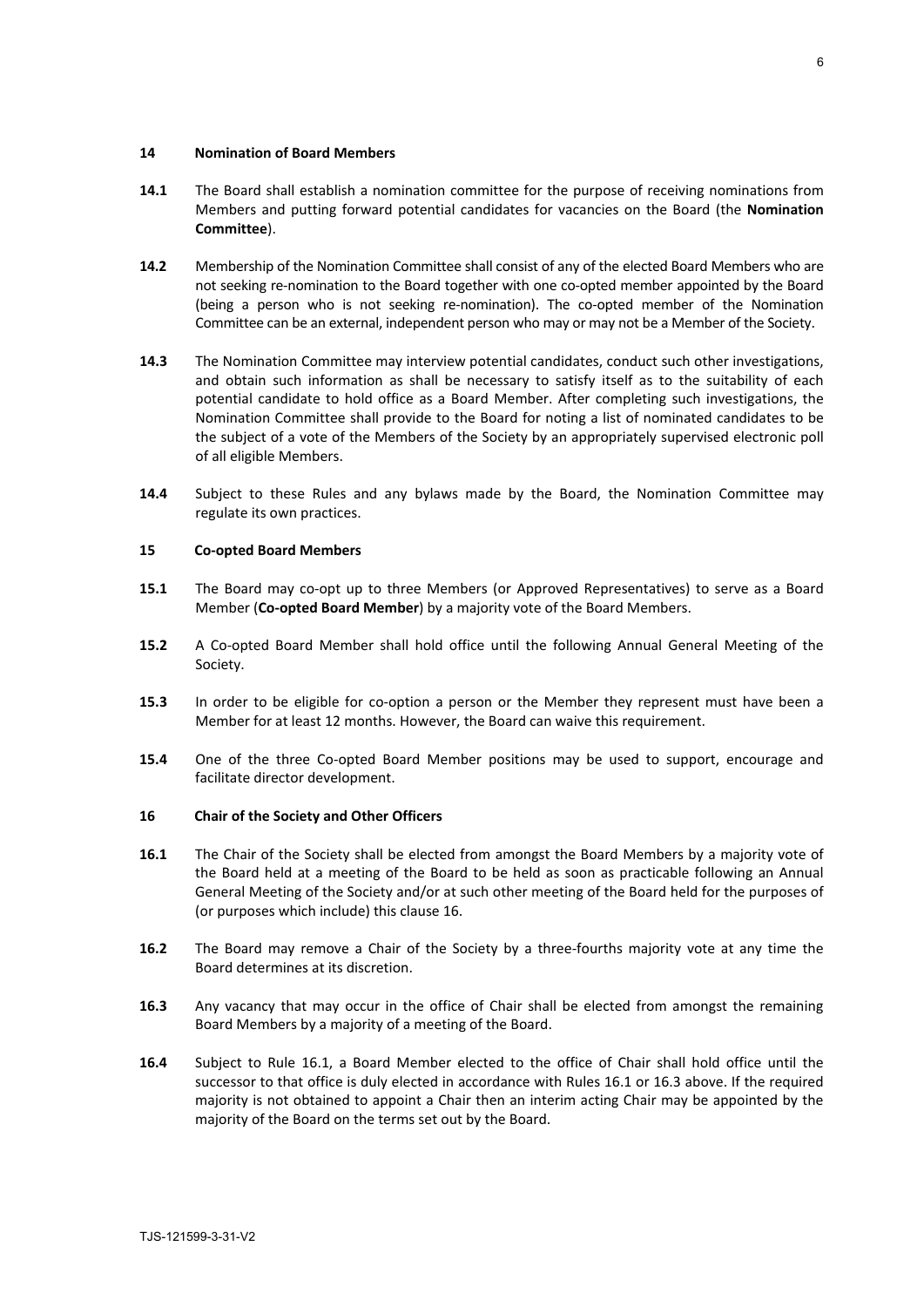## 14 Nomination of Board Members

**14.1** The Board shall establish a nomination committee for the purpose of receiving nominations from Members and putting forward potential candidates for vacancies on the Board (the **Nomination Committee**).

**14.2** Membership of the Nomination Committee shall consist of any of the elected Board Members who are not seeking re-nomination to the Board together with one co-opted member appointed by the Board (being a person who is not seeking re-nomination). The co-opted member of the Nomination Committee can be an external, independent person who may or may not be a Member of the Society.

**14.3** The Nomination Committee may interview potential candidates, conduct such other investigations, and obtain such information as shall be necessary to satisfy itself as to the suitability of each potential candidate to hold office as a Board Member. After completing such investigations, the Nomination Committee shall provide to the Board for noting a list of nominated candidates to be the subject of a vote of the Members of the Society by an appropriately supervised electronic poll of all eligible Members.

**14.4** Subject to these Rules and any bylaws made by the Board, the Nomination Committee may regulate its own practices.

## 15 Co-opted Board Members

**15.1** The Board may co-opt up to three Members (or Approved Representatives) to serve as a Board Member (**Co-opted Board Member**) by a majority vote of the Board Members.

**15.2** A Co-opted Board Member shall hold office until the following Annual General Meeting of the Society.

**15.3** In order to be eligible for co-option a person or the Member they represent must have been a Member for at least 12 months. However, the Board can waive this requirement.

**15.4** One of the three Co-opted Board Member positions may be used to support, encourage and facilitate director development.

## 16 Chair of the Society and Other Officers

**16.1** The Chair of the Society shall be elected from amongst the Board Members by a majority vote of the Board held at a meeting of the Board to be held as soon as practicable following an Annual General Meeting of the Society and/or at such other meeting of the Board held for the purposes of (or purposes which include) this clause 16.

**16.2** The Board may remove a Chair of the Society by a three-fourths majority vote at any time the Board determines at its discretion.

**16.3** Any vacancy that may occur in the office of Chair shall be elected from amongst the remaining Board Members by a majority of a meeting of the Board.

**16.4** Subject to Rule 16.1, a Board Member elected to the office of Chair shall hold office until the successor to that office is duly elected in accordance with Rules 16.1 or 16.3 above. If the required majority is not obtained to appoint a Chair then an interim acting Chair may be appointed by the majority of the Board on the terms set out by the Board.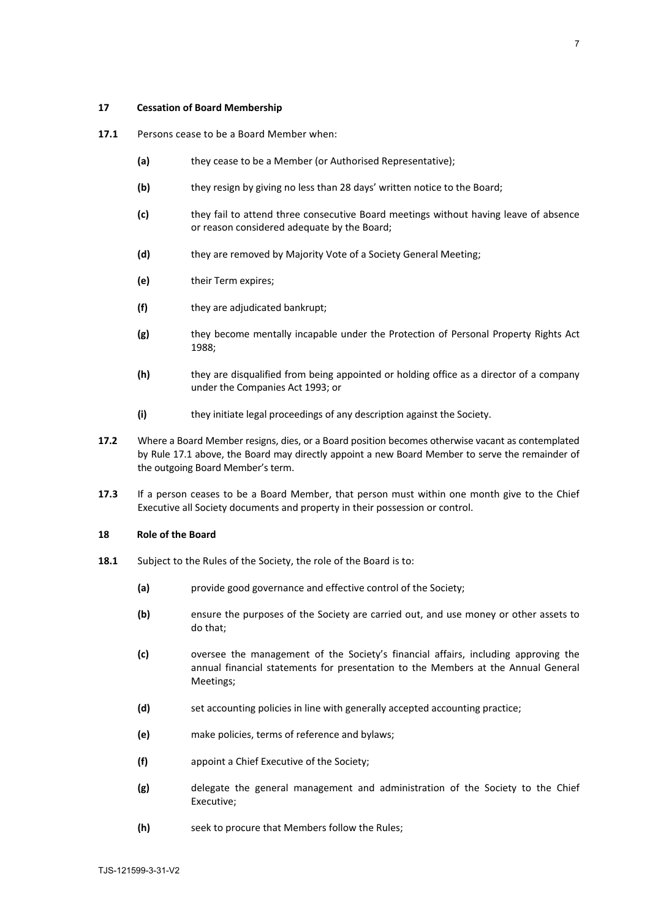## 17 Cessation of Board Membership

**17.1** Persons cease to be a Board Member when:

- **(a)** they cease to be a Member (or Authorised Representative);
- **(b)** they resign by giving no less than 28 days' written notice to the Board;
- **(c)** they fail to attend three consecutive Board meetings without having leave of absence or reason considered adequate by the Board;
- **(d)** they are removed by Majority Vote of a Society General Meeting;
- **(e)** their Term expires;
- **(f)** they are adjudicated bankrupt;
- **(g)** they become mentally incapable under the Protection of Personal Property Rights Act 1988;
- **(h)** they are disqualified from being appointed or holding office as a director of a company under the Companies Act 1993; or
- **(i)** they initiate legal proceedings of any description against the Society.

**17.2** Where a Board Member resigns, dies, or a Board position becomes otherwise vacant as contemplated by Rule 17.1 above, the Board may directly appoint a new Board Member to serve the remainder of the outgoing Board Member's term.

**17.3** If a person ceases to be a Board Member, that person must within one month give to the Chief Executive all Society documents and property in their possession or control.

## 18 Role of the Board

**18.1** Subject to the Rules of the Society, the role of the Board is to:

- **(a)** provide good governance and effective control of the Society;
- **(b)** ensure the purposes of the Society are carried out, and use money or other assets to do that;
- **(c)** oversee the management of the Society's financial affairs, including approving the annual financial statements for presentation to the Members at the Annual General Meetings;
- **(d)** set accounting policies in line with generally accepted accounting practice;
- **(e)** make policies, terms of reference and bylaws;
- **(f)** appoint a Chief Executive of the Society;
- **(g)** delegate the general management and administration of the Society to the Chief Executive;
- **(h)** seek to procure that Members follow the Rules;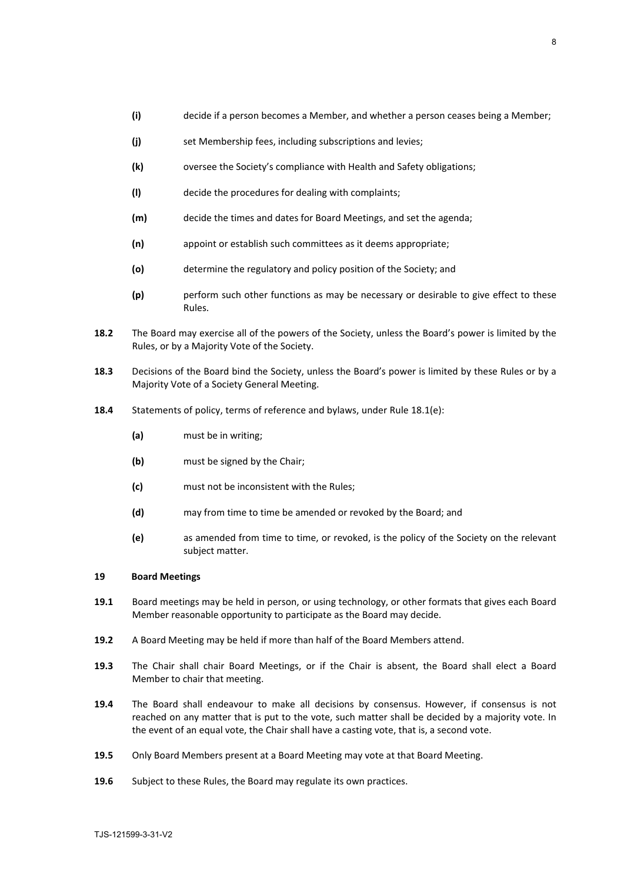- **(i)** decide if a person becomes a Member, and whether a person ceases being a Member;
- **(j)** set Membership fees, including subscriptions and levies;
- **(k)** oversee the Society's compliance with Health and Safety obligations;
- **(l)** decide the procedures for dealing with complaints;
- **(m)** decide the times and dates for Board Meetings, and set the agenda;
- **(n)** appoint or establish such committees as it deems appropriate;
- **(o)** determine the regulatory and policy position of the Society; and
- **(p)** perform such other functions as may be necessary or desirable to give effect to these Rules.

**18.2** The Board may exercise all of the powers of the Society, unless the Board's power is limited by the Rules, or by a Majority Vote of the Society.

**18.3** Decisions of the Board bind the Society, unless the Board's power is limited by these Rules or by a Majority Vote of a Society General Meeting.

**18.4** Statements of policy, terms of reference and bylaws, under Rule 18.1(e):

- **(a)** must be in writing;
- **(b)** must be signed by the Chair;
- **(c)** must not be inconsistent with the Rules;
- **(d)** may from time to time be amended or revoked by the Board; and
- **(e)** as amended from time to time, or revoked, is the policy of the Society on the relevant subject matter.

## 19 Board Meetings

**19.1** Board meetings may be held in person, or using technology, or other formats that gives each Board Member reasonable opportunity to participate as the Board may decide.

**19.2** A Board Meeting may be held if more than half of the Board Members attend.

**19.3** The Chair shall chair Board Meetings, or if the Chair is absent, the Board shall elect a Board Member to chair that meeting.

**19.4** The Board shall endeavour to make all decisions by consensus. However, if consensus is not reached on any matter that is put to the vote, such matter shall be decided by a majority vote. In the event of an equal vote, the Chair shall have a casting vote, that is, a second vote.

**19.5** Only Board Members present at a Board Meeting may vote at that Board Meeting.

**19.6** Subject to these Rules, the Board may regulate its own practices.

TJS-121599-3-31-V2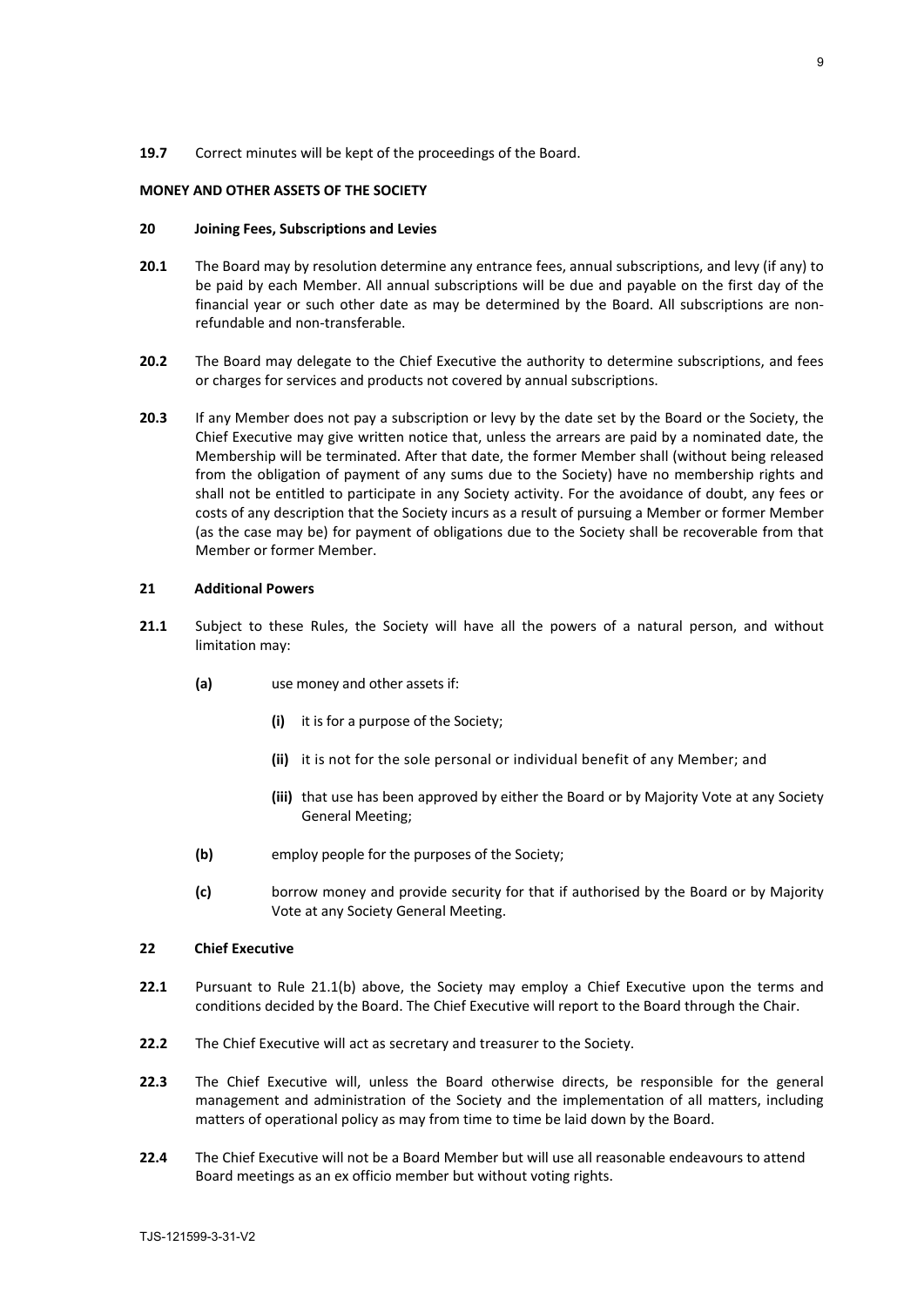**19.7** Correct minutes will be kept of the proceedings of the Board.

**MONEY AND OTHER ASSETS OF THE SOCIETY**

**20 Joining Fees, Subscriptions and Levies**

**20.1** The Board may by resolution determine any entrance fees, annual subscriptions, and levy (if any) to be paid by each Member. All annual subscriptions will be due and payable on the first day of the financial year or such other date as may be determined by the Board. All subscriptions are non-refundable and non-transferable.

**20.2** The Board may delegate to the Chief Executive the authority to determine subscriptions, and fees or charges for services and products not covered by annual subscriptions.

**20.3** If any Member does not pay a subscription or levy by the date set by the Board or the Society, the Chief Executive may give written notice that, unless the arrears are paid by a nominated date, the Membership will be terminated. After that date, the former Member shall (without being released from the obligation of payment of any sums due to the Society) have no membership rights and shall not be entitled to participate in any Society activity. For the avoidance of doubt, any fees or costs of any description that the Society incurs as a result of pursuing a Member or former Member (as the case may be) for payment of obligations due to the Society shall be recoverable from that Member or former Member.

**21 Additional Powers**

**21.1** Subject to these Rules, the Society will have all the powers of a natural person, and without limitation may:

**(a)** use money and other assets if:

**(i)** it is for a purpose of the Society;

**(ii)** it is not for the sole personal or individual benefit of any Member; and

**(iii)** that use has been approved by either the Board or by Majority Vote at any Society General Meeting;

**(b)** employ people for the purposes of the Society;

**(c)** borrow money and provide security for that if authorised by the Board or by Majority Vote at any Society General Meeting.

**22 Chief Executive**

**22.1** Pursuant to Rule 21.1(b) above, the Society may employ a Chief Executive upon the terms and conditions decided by the Board. The Chief Executive will report to the Board through the Chair.

**22.2** The Chief Executive will act as secretary and treasurer to the Society.

**22.3** The Chief Executive will, unless the Board otherwise directs, be responsible for the general management and administration of the Society and the implementation of all matters, including matters of operational policy as may from time to time be laid down by the Board.

**22.4** The Chief Executive will not be a Board Member but will use all reasonable endeavours to attend Board meetings as an ex officio member but without voting rights.

TJS-121599-3-31-V2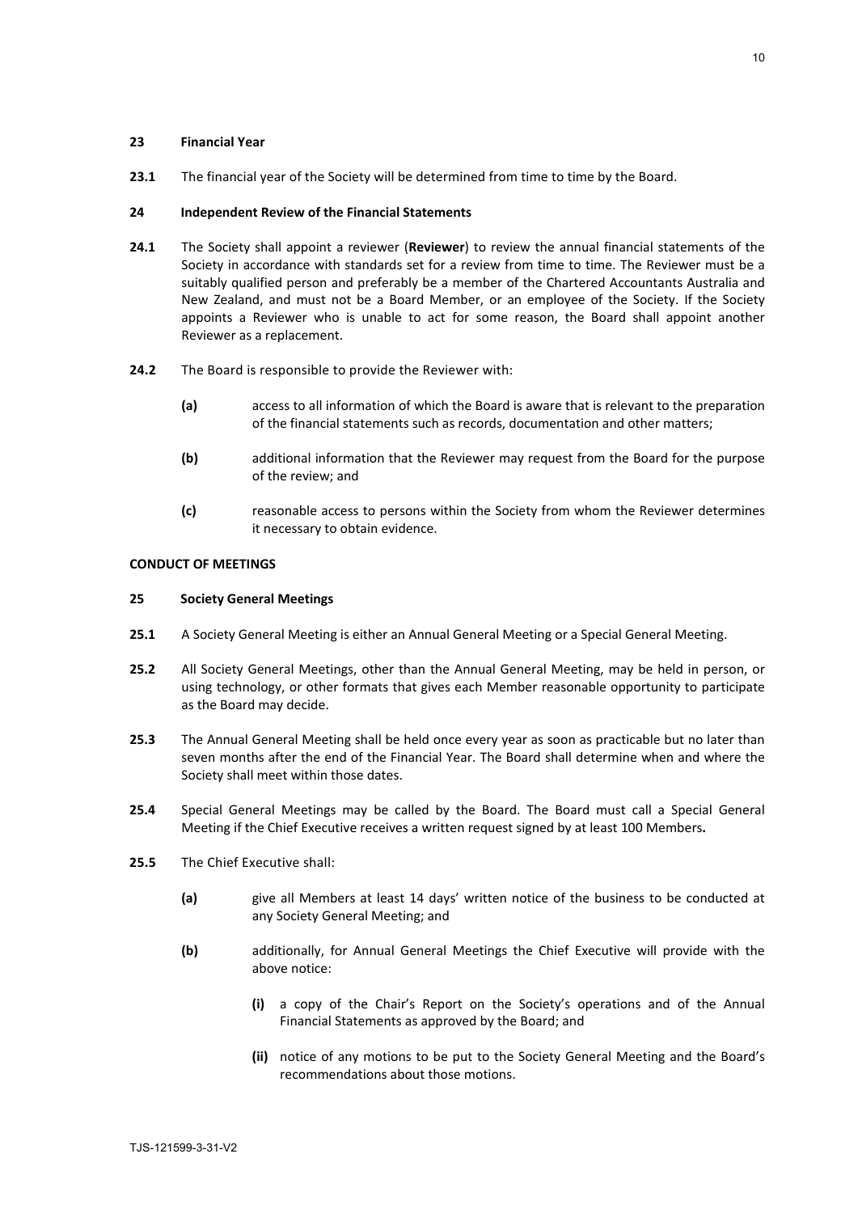**23 Financial Year**

**23.1** The financial year of the Society will be determined from time to time by the Board.

**24 Independent Review of the Financial Statements**

**24.1** The Society shall appoint a reviewer (**Reviewer**) to review the annual financial statements of the Society in accordance with standards set for a review from time to time. The Reviewer must be a suitably qualified person and preferably be a member of the Chartered Accountants Australia and New Zealand, and must not be a Board Member, or an employee of the Society. If the Society appoints a Reviewer who is unable to act for some reason, the Board shall appoint another Reviewer as a replacement.

**24.2** The Board is responsible to provide the Reviewer with:

**(a)** access to all information of which the Board is aware that is relevant to the preparation of the financial statements such as records, documentation and other matters;

**(b)** additional information that the Reviewer may request from the Board for the purpose of the review; and

**(c)** reasonable access to persons within the Society from whom the Reviewer determines it necessary to obtain evidence.

**CONDUCT OF MEETINGS**

**25 Society General Meetings**

**25.1** A Society General Meeting is either an Annual General Meeting or a Special General Meeting.

**25.2** All Society General Meetings, other than the Annual General Meeting, may be held in person, or using technology, or other formats that gives each Member reasonable opportunity to participate as the Board may decide.

**25.3** The Annual General Meeting shall be held once every year as soon as practicable but no later than seven months after the end of the Financial Year. The Board shall determine when and where the Society shall meet within those dates.

**25.4** Special General Meetings may be called by the Board. The Board must call a Special General Meeting if the Chief Executive receives a written request signed by at least 100 Members**.**

**25.5** The Chief Executive shall:

**(a)** give all Members at least 14 days' written notice of the business to be conducted at any Society General Meeting; and

**(b)** additionally, for Annual General Meetings the Chief Executive will provide with the above notice:

**(i)** a copy of the Chair's Report on the Society's operations and of the Annual Financial Statements as approved by the Board; and

**(ii)** notice of any motions to be put to the Society General Meeting and the Board's recommendations about those motions.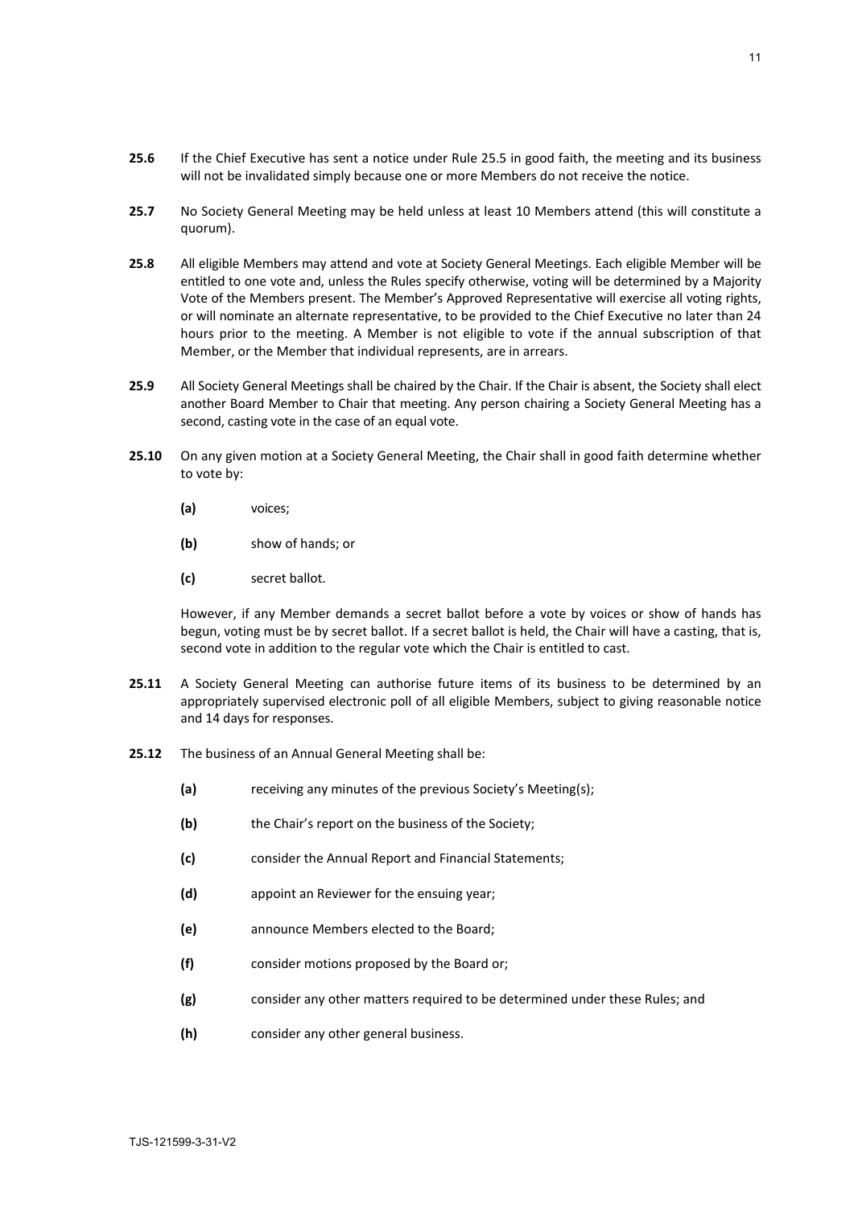**25.6** If the Chief Executive has sent a notice under Rule 25.5 in good faith, the meeting and its business will not be invalidated simply because one or more Members do not receive the notice.

**25.7** No Society General Meeting may be held unless at least 10 Members attend (this will constitute a quorum).

**25.8** All eligible Members may attend and vote at Society General Meetings. Each eligible Member will be entitled to one vote and, unless the Rules specify otherwise, voting will be determined by a Majority Vote of the Members present. The Member's Approved Representative will exercise all voting rights, or will nominate an alternate representative, to be provided to the Chief Executive no later than 24 hours prior to the meeting. A Member is not eligible to vote if the annual subscription of that Member, or the Member that individual represents, are in arrears.

**25.9** All Society General Meetings shall be chaired by the Chair. If the Chair is absent, the Society shall elect another Board Member to Chair that meeting. Any person chairing a Society General Meeting has a second, casting vote in the case of an equal vote.

**25.10** On any given motion at a Society General Meeting, the Chair shall in good faith determine whether to vote by:

**(a)** voices;

**(b)** show of hands; or

**(c)** secret ballot.

However, if any Member demands a secret ballot before a vote by voices or show of hands has begun, voting must be by secret ballot. If a secret ballot is held, the Chair will have a casting, that is, second vote in addition to the regular vote which the Chair is entitled to cast.

**25.11** A Society General Meeting can authorise future items of its business to be determined by an appropriately supervised electronic poll of all eligible Members, subject to giving reasonable notice and 14 days for responses.

**25.12** The business of an Annual General Meeting shall be:

**(a)** receiving any minutes of the previous Society's Meeting(s);

**(b)** the Chair's report on the business of the Society;

**(c)** consider the Annual Report and Financial Statements;

**(d)** appoint an Reviewer for the ensuing year;

**(e)** announce Members elected to the Board;

**(f)** consider motions proposed by the Board or;

**(g)** consider any other matters required to be determined under these Rules; and

**(h)** consider any other general business.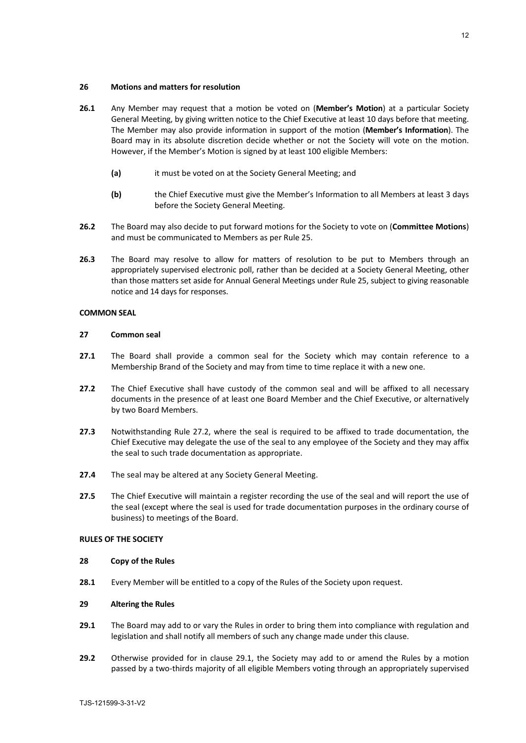### 26 Motions and matters for resolution

**26.1** Any Member may request that a motion be voted on (**Member's Motion**) at a particular Society General Meeting, by giving written notice to the Chief Executive at least 10 days before that meeting. The Member may also provide information in support of the motion (**Member's Information**). The Board may in its absolute discretion decide whether or not the Society will vote on the motion. However, if the Member's Motion is signed by at least 100 eligible Members:

- **(a)** it must be voted on at the Society General Meeting; and
- **(b)** the Chief Executive must give the Member's Information to all Members at least 3 days before the Society General Meeting.

**26.2** The Board may also decide to put forward motions for the Society to vote on (**Committee Motions**) and must be communicated to Members as per Rule 25.

**26.3** The Board may resolve to allow for matters of resolution to be put to Members through an appropriately supervised electronic poll, rather than be decided at a Society General Meeting, other than those matters set aside for Annual General Meetings under Rule 25, subject to giving reasonable notice and 14 days for responses.

## COMMON SEAL

### 27 Common seal

**27.1** The Board shall provide a common seal for the Society which may contain reference to a Membership Brand of the Society and may from time to time replace it with a new one.

**27.2** The Chief Executive shall have custody of the common seal and will be affixed to all necessary documents in the presence of at least one Board Member and the Chief Executive, or alternatively by two Board Members.

**27.3** Notwithstanding Rule 27.2, where the seal is required to be affixed to trade documentation, the Chief Executive may delegate the use of the seal to any employee of the Society and they may affix the seal to such trade documentation as appropriate.

**27.4** The seal may be altered at any Society General Meeting.

**27.5** The Chief Executive will maintain a register recording the use of the seal and will report the use of the seal (except where the seal is used for trade documentation purposes in the ordinary course of business) to meetings of the Board.

## RULES OF THE SOCIETY

### 28 Copy of the Rules

**28.1** Every Member will be entitled to a copy of the Rules of the Society upon request.

### 29 Altering the Rules

**29.1** The Board may add to or vary the Rules in order to bring them into compliance with regulation and legislation and shall notify all members of such any change made under this clause.

**29.2** Otherwise provided for in clause 29.1, the Society may add to or amend the Rules by a motion passed by a two-thirds majority of all eligible Members voting through an appropriately supervised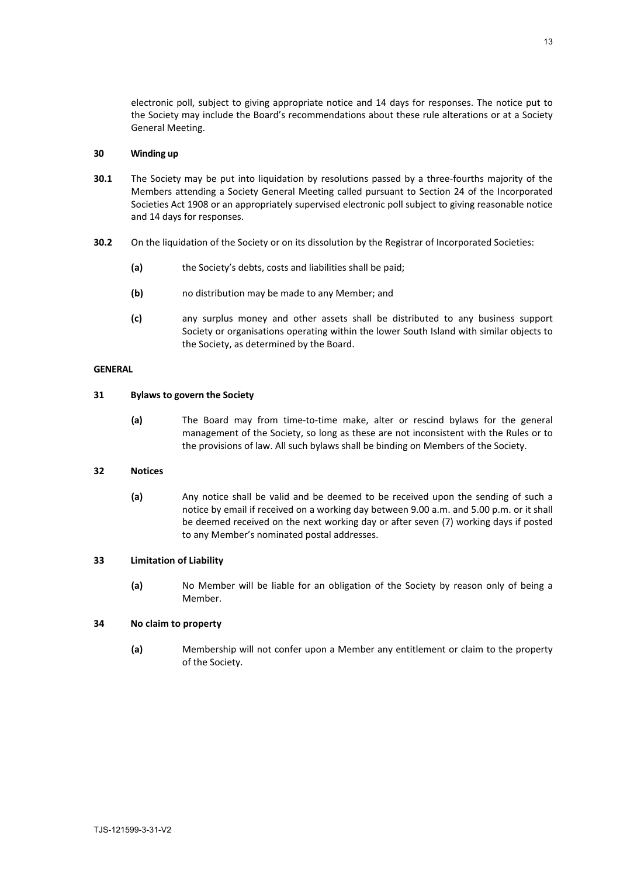electronic poll, subject to giving appropriate notice and 14 days for responses. The notice put to the Society may include the Board's recommendations about these rule alterations or at a Society General Meeting.

**30 Winding up**

**30.1** The Society may be put into liquidation by resolutions passed by a three-fourths majority of the Members attending a Society General Meeting called pursuant to Section 24 of the Incorporated Societies Act 1908 or an appropriately supervised electronic poll subject to giving reasonable notice and 14 days for responses.

**30.2** On the liquidation of the Society or on its dissolution by the Registrar of Incorporated Societies:

**(a)** the Society's debts, costs and liabilities shall be paid;

**(b)** no distribution may be made to any Member; and

**(c)** any surplus money and other assets shall be distributed to any business support Society or organisations operating within the lower South Island with similar objects to the Society, as determined by the Board.

**GENERAL**

**31 Bylaws to govern the Society**

**(a)** The Board may from time-to-time make, alter or rescind bylaws for the general management of the Society, so long as these are not inconsistent with the Rules or to the provisions of law. All such bylaws shall be binding on Members of the Society.

**32 Notices**

**(a)** Any notice shall be valid and be deemed to be received upon the sending of such a notice by email if received on a working day between 9.00 a.m. and 5.00 p.m. or it shall be deemed received on the next working day or after seven (7) working days if posted to any Member's nominated postal addresses.

**33 Limitation of Liability**

**(a)** No Member will be liable for an obligation of the Society by reason only of being a Member.

**34 No claim to property**

**(a)** Membership will not confer upon a Member any entitlement or claim to the property of the Society.